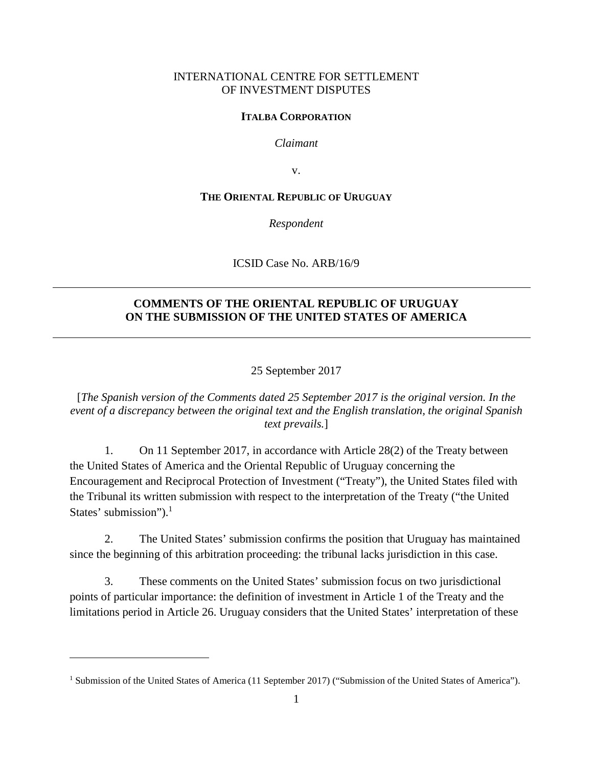INTERNATIONAL CENTRE FOR SETTLEMENT
OF INVESTMENT DISPUTES

**ITALBA CORPORATION**

*Claimant*

v.

**THE ORIENTAL REPUBLIC OF URUGUAY**

*Respondent*

ICSID Case No. ARB/16/9

---

# COMMENTS OF THE ORIENTAL REPUBLIC OF URUGUAY ON THE SUBMISSION OF THE UNITED STATES OF AMERICA

---

25 September 2017

[*The Spanish version of the Comments dated 25 September 2017 is the original version. In the event of a discrepancy between the original text and the English translation, the original Spanish text prevails.*]

1. On 11 September 2017, in accordance with Article 28(2) of the Treaty between the United States of America and the Oriental Republic of Uruguay concerning the Encouragement and Reciprocal Protection of Investment ("Treaty"), the United States filed with the Tribunal its written submission with respect to the interpretation of the Treaty ("the United States' submission").[1]

2. The United States' submission confirms the position that Uruguay has maintained since the beginning of this arbitration proceeding: the tribunal lacks jurisdiction in this case.

3. These comments on the United States' submission focus on two jurisdictional points of particular importance: the definition of investment in Article 1 of the Treaty and the limitations period in Article 26. Uruguay considers that the United States' interpretation of these

---

[1] Submission of the United States of America (11 September 2017) ("Submission of the United States of America").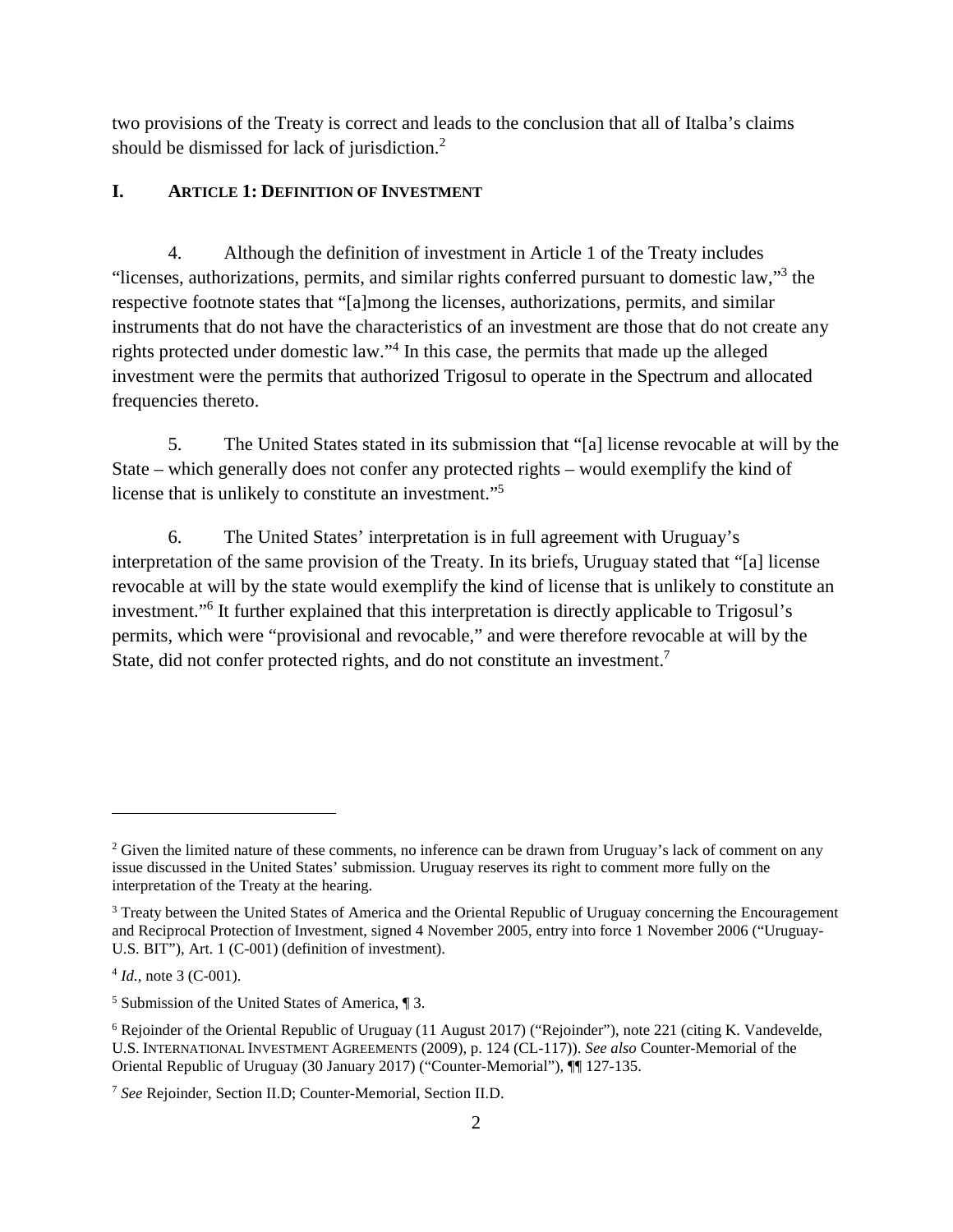two provisions of the Treaty is correct and leads to the conclusion that all of Italba's claims should be dismissed for lack of jurisdiction.[2]

## I. ARTICLE 1: DEFINITION OF INVESTMENT

4. Although the definition of investment in Article 1 of the Treaty includes "licenses, authorizations, permits, and similar rights conferred pursuant to domestic law,"[3] the respective footnote states that "[a]mong the licenses, authorizations, permits, and similar instruments that do not have the characteristics of an investment are those that do not create any rights protected under domestic law."[4] In this case, the permits that made up the alleged investment were the permits that authorized Trigosul to operate in the Spectrum and allocated frequencies thereto.

5. The United States stated in its submission that "[a] license revocable at will by the State – which generally does not confer any protected rights – would exemplify the kind of license that is unlikely to constitute an investment."[5]

6. The United States' interpretation is in full agreement with Uruguay's interpretation of the same provision of the Treaty. In its briefs, Uruguay stated that "[a] license revocable at will by the state would exemplify the kind of license that is unlikely to constitute an investment."[6] It further explained that this interpretation is directly applicable to Trigosul's permits, which were "provisional and revocable," and were therefore revocable at will by the State, did not confer protected rights, and do not constitute an investment.[7]

---

[2] Given the limited nature of these comments, no inference can be drawn from Uruguay's lack of comment on any issue discussed in the United States' submission. Uruguay reserves its right to comment more fully on the interpretation of the Treaty at the hearing.

[3] Treaty between the United States of America and the Oriental Republic of Uruguay concerning the Encouragement and Reciprocal Protection of Investment, signed 4 November 2005, entry into force 1 November 2006 ("Uruguay-U.S. BIT"), Art. 1 (C-001) (definition of investment).

[4] *Id.*, note 3 (C-001).

[5] Submission of the United States of America, ¶ 3.

[6] Rejoinder of the Oriental Republic of Uruguay (11 August 2017) ("Rejoinder"), note 221 (citing K. Vandevelde, U.S. INTERNATIONAL INVESTMENT AGREEMENTS (2009), p. 124 (CL-117)). *See also* Counter-Memorial of the Oriental Republic of Uruguay (30 January 2017) ("Counter-Memorial"), ¶¶ 127-135.

[7] *See* Rejoinder, Section II.D; Counter-Memorial, Section II.D.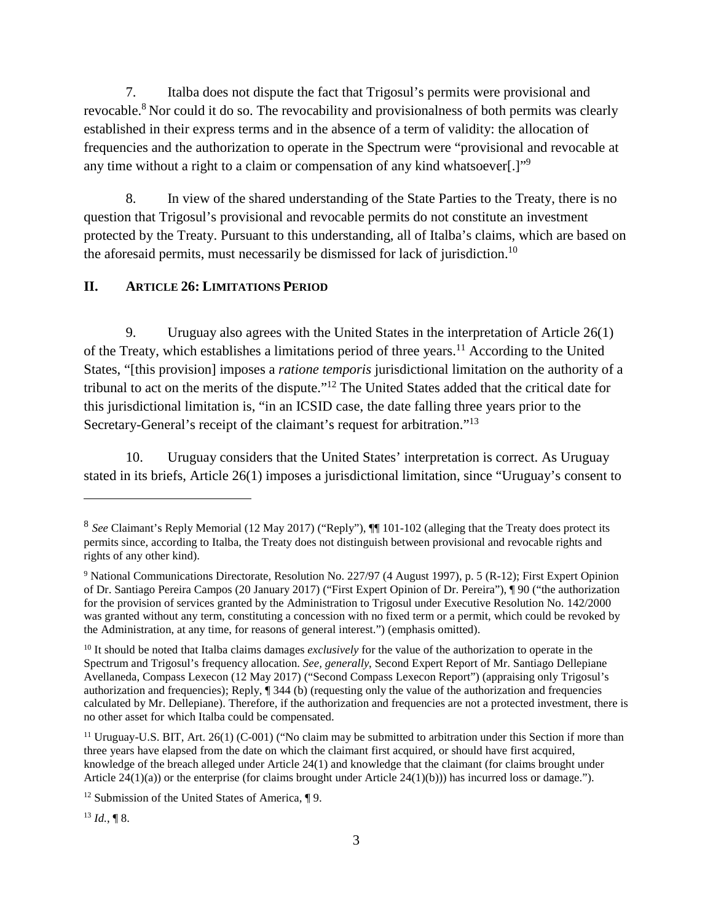7. Italba does not dispute the fact that Trigosul's permits were provisional and revocable.[8] Nor could it do so. The revocability and provisionalness of both permits was clearly established in their express terms and in the absence of a term of validity: the allocation of frequencies and the authorization to operate in the Spectrum were "provisional and revocable at any time without a right to a claim or compensation of any kind whatsoever[.]"[9]

8. In view of the shared understanding of the State Parties to the Treaty, there is no question that Trigosul's provisional and revocable permits do not constitute an investment protected by the Treaty. Pursuant to this understanding, all of Italba's claims, which are based on the aforesaid permits, must necessarily be dismissed for lack of jurisdiction.[10]

## II. ARTICLE 26: LIMITATIONS PERIOD

9. Uruguay also agrees with the United States in the interpretation of Article 26(1) of the Treaty, which establishes a limitations period of three years.[11] According to the United States, "[this provision] imposes a *ratione temporis* jurisdictional limitation on the authority of a tribunal to act on the merits of the dispute."[12] The United States added that the critical date for this jurisdictional limitation is, "in an ICSID case, the date falling three years prior to the Secretary-General's receipt of the claimant's request for arbitration."[13]

10. Uruguay considers that the United States' interpretation is correct. As Uruguay stated in its briefs, Article 26(1) imposes a jurisdictional limitation, since "Uruguay's consent to

---

[8] *See* Claimant's Reply Memorial (12 May 2017) ("Reply"), ¶¶ 101-102 (alleging that the Treaty does protect its permits since, according to Italba, the Treaty does not distinguish between provisional and revocable rights and rights of any other kind).

[9] National Communications Directorate, Resolution No. 227/97 (4 August 1997), p. 5 (R-12); First Expert Opinion of Dr. Santiago Pereira Campos (20 January 2017) ("First Expert Opinion of Dr. Pereira"), ¶ 90 ("the authorization for the provision of services granted by the Administration to Trigosul under Executive Resolution No. 142/2000 was granted without any term, constituting a concession with no fixed term or a permit, which could be revoked by the Administration, at any time, for reasons of general interest.") (emphasis omitted).

[10] It should be noted that Italba claims damages *exclusively* for the value of the authorization to operate in the Spectrum and Trigosul's frequency allocation. *See, generally*, Second Expert Report of Mr. Santiago Dellepiane Avellaneda, Compass Lexecon (12 May 2017) ("Second Compass Lexecon Report") (appraising only Trigosul's authorization and frequencies); Reply, ¶ 344 (b) (requesting only the value of the authorization and frequencies calculated by Mr. Dellepiane). Therefore, if the authorization and frequencies are not a protected investment, there is no other asset for which Italba could be compensated.

[11] Uruguay-U.S. BIT, Art. 26(1) (C-001) ("No claim may be submitted to arbitration under this Section if more than three years have elapsed from the date on which the claimant first acquired, or should have first acquired, knowledge of the breach alleged under Article 24(1) and knowledge that the claimant (for claims brought under Article 24(1)(a)) or the enterprise (for claims brought under Article 24(1)(b))) has incurred loss or damage.").

[12] Submission of the United States of America, ¶ 9.

[13] *Id.*, ¶ 8.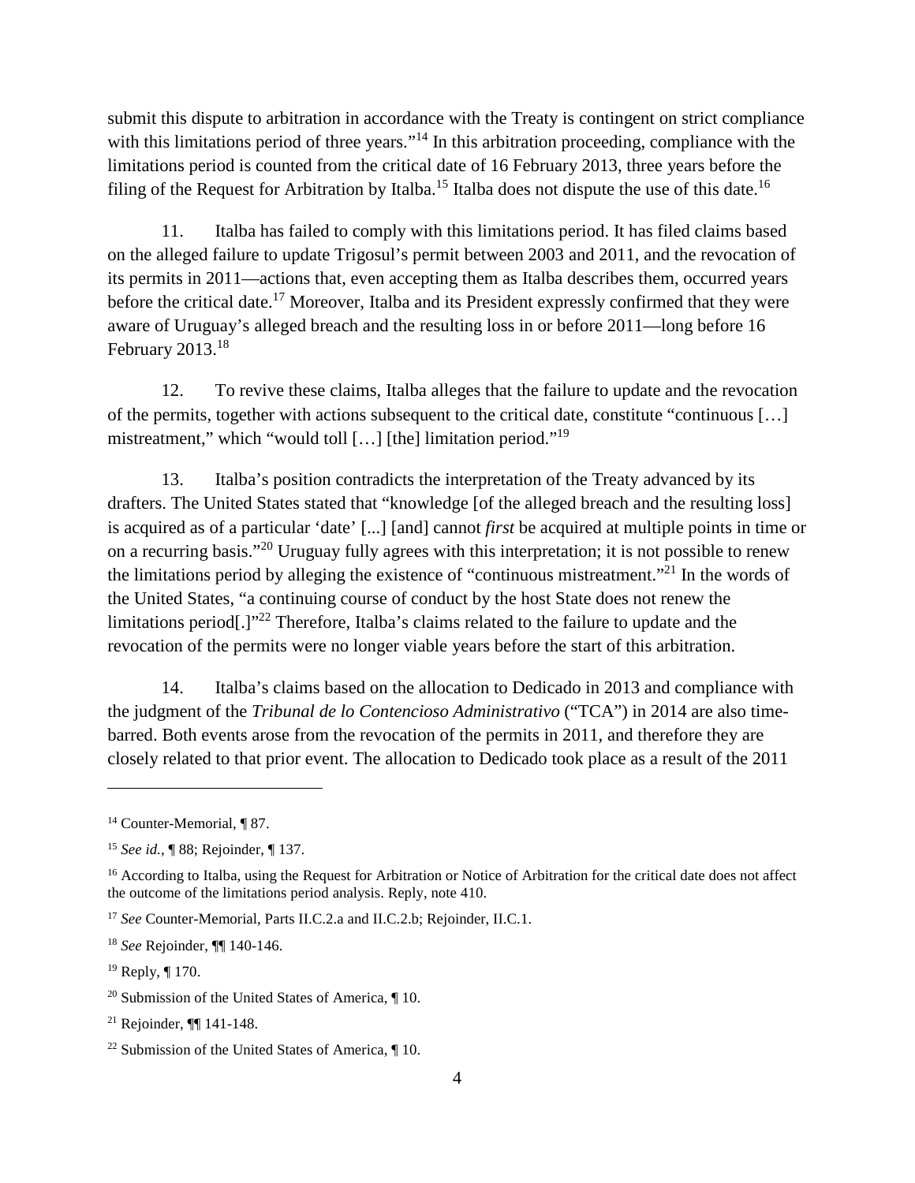submit this dispute to arbitration in accordance with the Treaty is contingent on strict compliance with this limitations period of three years."[14] In this arbitration proceeding, compliance with the limitations period is counted from the critical date of 16 February 2013, three years before the filing of the Request for Arbitration by Italba.[15] Italba does not dispute the use of this date.[16]

11. Italba has failed to comply with this limitations period. It has filed claims based on the alleged failure to update Trigosul's permit between 2003 and 2011, and the revocation of its permits in 2011—actions that, even accepting them as Italba describes them, occurred years before the critical date.[17] Moreover, Italba and its President expressly confirmed that they were aware of Uruguay's alleged breach and the resulting loss in or before 2011—long before 16 February 2013.[18]

12. To revive these claims, Italba alleges that the failure to update and the revocation of the permits, together with actions subsequent to the critical date, constitute "continuous […] mistreatment," which "would toll […] [the] limitation period."[19]

13. Italba's position contradicts the interpretation of the Treaty advanced by its drafters. The United States stated that "knowledge [of the alleged breach and the resulting loss] is acquired as of a particular 'date' [...] [and] cannot *first* be acquired at multiple points in time or on a recurring basis."[20] Uruguay fully agrees with this interpretation; it is not possible to renew the limitations period by alleging the existence of "continuous mistreatment."[21] In the words of the United States, "a continuing course of conduct by the host State does not renew the limitations period[.]"[22] Therefore, Italba's claims related to the failure to update and the revocation of the permits were no longer viable years before the start of this arbitration.

14. Italba's claims based on the allocation to Dedicado in 2013 and compliance with the judgment of the *Tribunal de lo Contencioso Administrativo* ("TCA") in 2014 are also time-barred. Both events arose from the revocation of the permits in 2011, and therefore they are closely related to that prior event. The allocation to Dedicado took place as a result of the 2011

---

[14] Counter-Memorial, ¶ 87.

[15] *See id.*, ¶ 88; Rejoinder, ¶ 137.

[16] According to Italba, using the Request for Arbitration or Notice of Arbitration for the critical date does not affect the outcome of the limitations period analysis. Reply, note 410.

[17] *See* Counter-Memorial, Parts II.C.2.a and II.C.2.b; Rejoinder, II.C.1.

[18] *See* Rejoinder, ¶¶ 140-146.

[19] Reply, ¶ 170.

[20] Submission of the United States of America, ¶ 10.

[21] Rejoinder, ¶¶ 141-148.

[22] Submission of the United States of America, ¶ 10.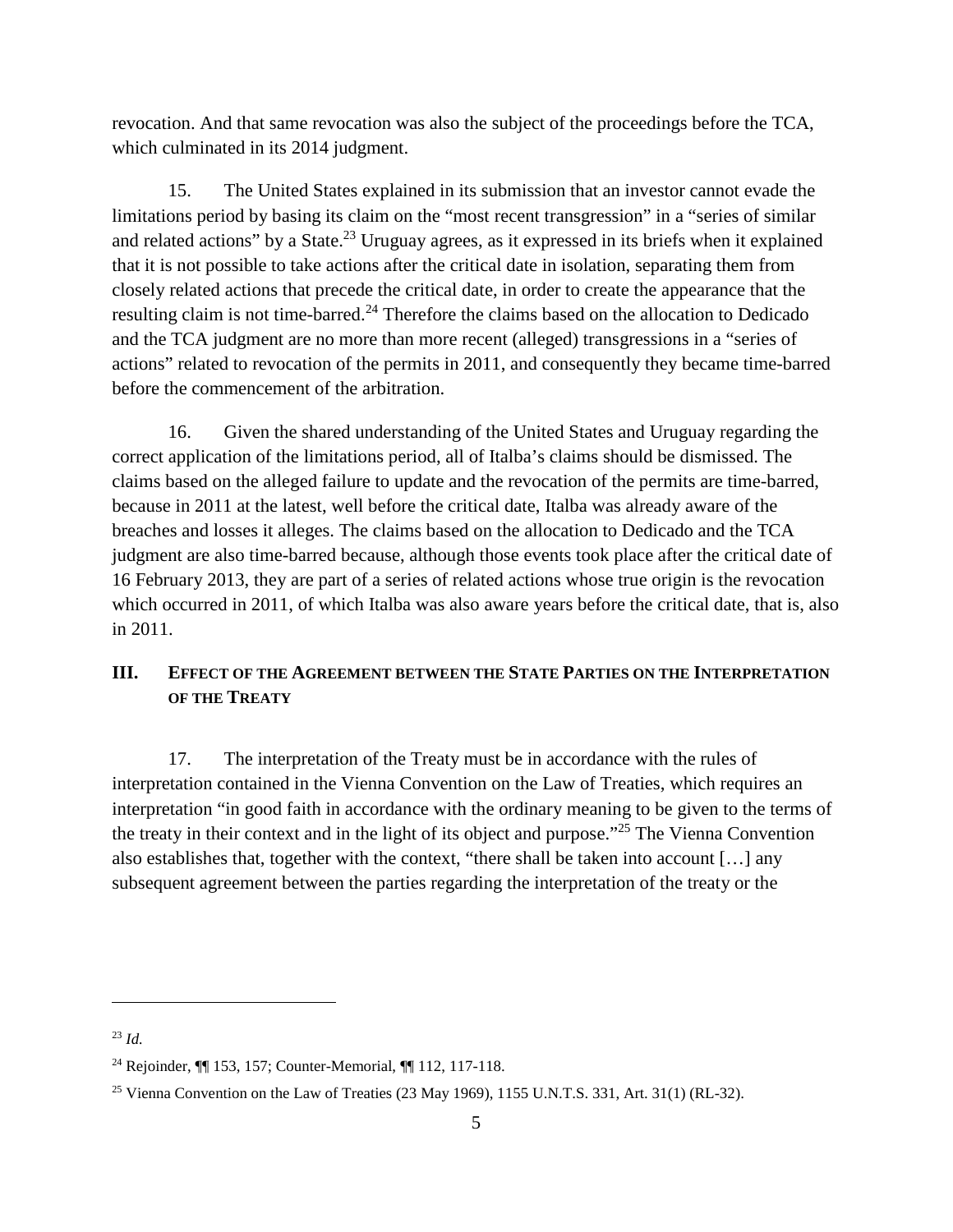revocation. And that same revocation was also the subject of the proceedings before the TCA, which culminated in its 2014 judgment.

15. The United States explained in its submission that an investor cannot evade the limitations period by basing its claim on the "most recent transgression" in a "series of similar and related actions" by a State.[23] Uruguay agrees, as it expressed in its briefs when it explained that it is not possible to take actions after the critical date in isolation, separating them from closely related actions that precede the critical date, in order to create the appearance that the resulting claim is not time-barred.[24] Therefore the claims based on the allocation to Dedicado and the TCA judgment are no more than more recent (alleged) transgressions in a "series of actions" related to revocation of the permits in 2011, and consequently they became time-barred before the commencement of the arbitration.

16. Given the shared understanding of the United States and Uruguay regarding the correct application of the limitations period, all of Italba's claims should be dismissed. The claims based on the alleged failure to update and the revocation of the permits are time-barred, because in 2011 at the latest, well before the critical date, Italba was already aware of the breaches and losses it alleges. The claims based on the allocation to Dedicado and the TCA judgment are also time-barred because, although those events took place after the critical date of 16 February 2013, they are part of a series of related actions whose true origin is the revocation which occurred in 2011, of which Italba was also aware years before the critical date, that is, also in 2011.

## III. Effect of the Agreement between the State Parties on the Interpretation of the Treaty

17. The interpretation of the Treaty must be in accordance with the rules of interpretation contained in the Vienna Convention on the Law of Treaties, which requires an interpretation "in good faith in accordance with the ordinary meaning to be given to the terms of the treaty in their context and in the light of its object and purpose."[25] The Vienna Convention also establishes that, together with the context, "there shall be taken into account […] any subsequent agreement between the parties regarding the interpretation of the treaty or the

---

[23] *Id.*

[24] Rejoinder, ¶¶ 153, 157; Counter-Memorial, ¶¶ 112, 117-118.

[25] Vienna Convention on the Law of Treaties (23 May 1969), 1155 U.N.T.S. 331, Art. 31(1) (RL-32).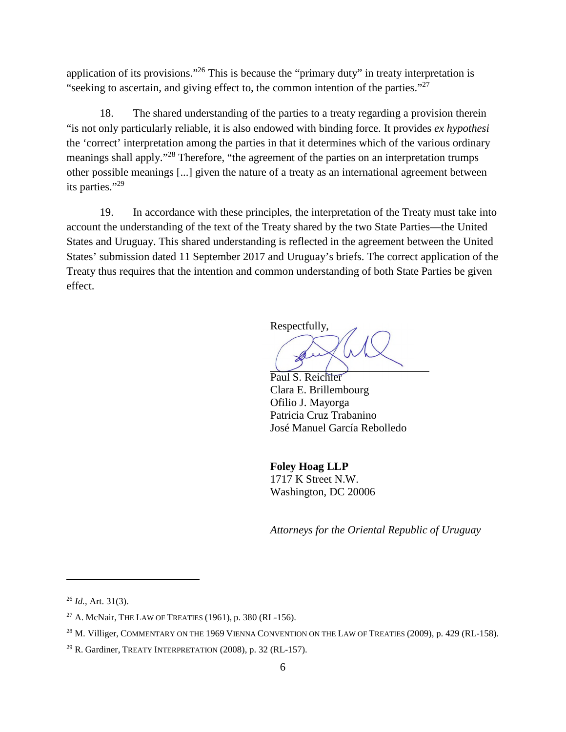application of its provisions."[26] This is because the "primary duty" in treaty interpretation is "seeking to ascertain, and giving effect to, the common intention of the parties."[27]

18. The shared understanding of the parties to a treaty regarding a provision therein "is not only particularly reliable, it is also endowed with binding force. It provides *ex hypothesi* the 'correct' interpretation among the parties in that it determines which of the various ordinary meanings shall apply."[28] Therefore, "the agreement of the parties on an interpretation trumps other possible meanings [...] given the nature of a treaty as an international agreement between its parties."[29]

19. In accordance with these principles, the interpretation of the Treaty must take into account the understanding of the text of the Treaty shared by the two State Parties—the United States and Uruguay. This shared understanding is reflected in the agreement between the United States' submission dated 11 September 2017 and Uruguay's briefs. The correct application of the Treaty thus requires that the intention and common understanding of both State Parties be given effect.

Respectfully,

Paul S. Reichler
Clara E. Brillembourg
Ofilio J. Mayorga
Patricia Cruz Trabanino
José Manuel García Rebolledo

**Foley Hoag LLP**
1717 K Street N.W.
Washington, DC 20006

*Attorneys for the Oriental Republic of Uruguay*

---

[26] *Id.*, Art. 31(3).

[27] A. McNair, THE LAW OF TREATIES (1961), p. 380 (RL-156).

[28] M. Villiger, COMMENTARY ON THE 1969 VIENNA CONVENTION ON THE LAW OF TREATIES (2009), p. 429 (RL-158).

[29] R. Gardiner, TREATY INTERPRETATION (2008), p. 32 (RL-157).